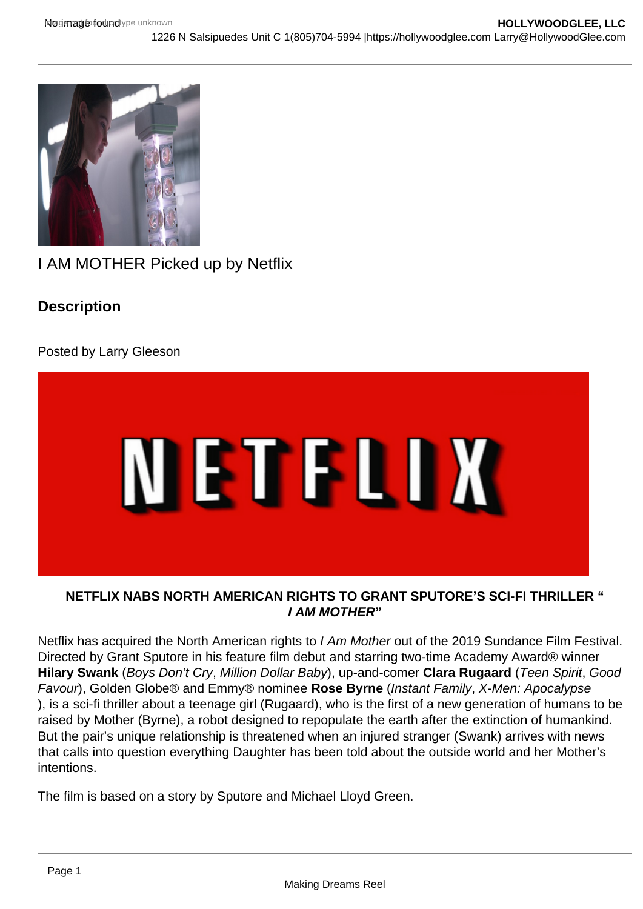I AM MOTHER Picked up by Netflix

## Description

Posted by Larry Gleeson

**NETFLIX NABS NORTH AMERICAN RIGHTS TO GRANT SPUTORE'S SCI-FI THRILLER "*I AM MOTHER*"**

Netflix has acquired the North American rights to *I Am Mother* out of the 2019 Sundance Film Festival. Directed by Grant Sputore in his feature film debut and starring two-time Academy Award® winner **Hilary Swank** (*Boys Don't Cry*, *Million Dollar Baby*), up-and-comer **Clara Rugaard** (*Teen Spirit*, *Good Favour*), Golden Globe® and Emmy® nominee **Rose Byrne** (*Instant Family*, *X-Men: Apocalypse*), is a sci-fi thriller about a teenage girl (Rugaard), who is the first of a new generation of humans to be raised by Mother (Byrne), a robot designed to repopulate the earth after the extinction of humankind. But the pair's unique relationship is threatened when an injured stranger (Swank) arrives with news that calls into question everything Daughter has been told about the outside world and her Mother's intentions.

The film is based on a story by Sputore and Michael Lloyd Green.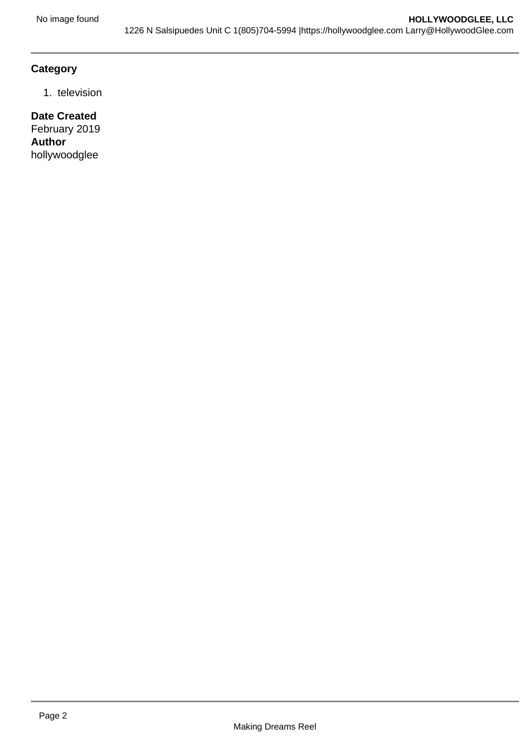**Category**

1. television

**Date Created**
February 2019
**Author**
hollywoodglee